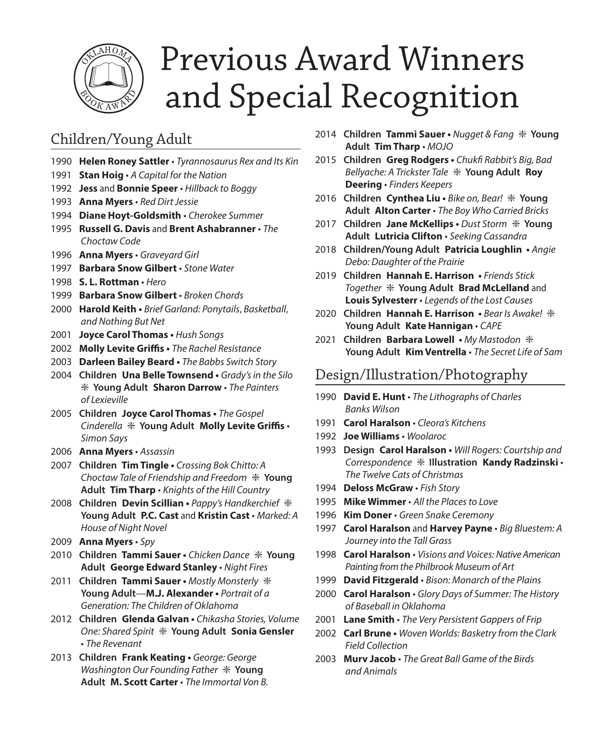# Previous Award Winners and Special Recognition

## Children/Young Adult

- 1990 **Helen Roney Sattler** • *Tyrannosaurus Rex and Its Kin*
- 1991 **Stan Hoig** • *A Capital for the Nation*
- 1992 **Jess** and **Bonnie Speer** • *Hillback to Boggy*
- 1993 **Anna Myers** • *Red Dirt Jessie*
- 1994 **Diane Hoyt-Goldsmith** • *Cherokee Summer*
- 1995 **Russell G. Davis** and **Brent Ashabranner** • *The Choctaw Code*
- 1996 **Anna Myers** • *Graveyard Girl*
- 1997 **Barbara Snow Gilbert** • *Stone Water*
- 1998 **S. L. Rottman** • *Hero*
- 1999 **Barbara Snow Gilbert** • *Broken Chords*
- 2000 **Harold Keith** • *Brief Garland: Ponytails, Basketball, and Nothing But Net*
- 2001 **Joyce Carol Thomas** • *Hush Songs*
- 2002 **Molly Levite Griffis** • *The Rachel Resistance*
- 2003 **Darleen Bailey Beard** • *The Babbs Switch Story*
- 2004 **Children Una Belle Townsend** • *Grady's in the Silo* ✳ **Young Adult Sharon Darrow** • *The Painters of Lexieville*
- 2005 **Children Joyce Carol Thomas** • *The Gospel Cinderella* ✳ **Young Adult Molly Levite Griffis** • *Simon Says*
- 2006 **Anna Myers** • *Assassin*
- 2007 **Children Tim Tingle** • *Crossing Bok Chitto: A Choctaw Tale of Friendship and Freedom* ✳ **Young Adult Tim Tharp** • *Knights of the Hill Country*
- 2008 **Children Devin Scillian** • *Pappy's Handkerchief* ✳ **Young Adult P.C. Cast** and **Kristin Cast** • *Marked: A House of Night Novel*
- 2009 **Anna Myers** • *Spy*
- 2010 **Children Tammi Sauer** • *Chicken Dance* ✳ **Young Adult George Edward Stanley** • *Night Fires*
- 2011 **Children Tammi Sauer** • *Mostly Monsterly* ✳ **Young Adult—M.J. Alexander** • *Portrait of a Generation: The Children of Oklahoma*
- 2012 **Children Glenda Galvan** • *Chikasha Stories, Volume One: Shared Spirit* ✳ **Young Adult Sonia Gensler** • *The Revenant*
- 2013 **Children Frank Keating** • *George: George Washington Our Founding Father* ✳ **Young Adult M. Scott Carter** • *The Immortal Von B.*
- 2014 **Children Tammi Sauer** • *Nugget & Fang* ✳ **Young Adult Tim Tharp** • *MOJO*
- 2015 **Children Greg Rodgers** • *Chukfi Rabbit's Big, Bad Bellyache: A Trickster Tale* ✳ **Young Adult Roy Deering** • *Finders Keepers*
- 2016 **Children Cynthea Liu** • *Bike on, Bear!* ✳ **Young Adult Alton Carter** • *The Boy Who Carried Bricks*
- 2017 **Children Jane McKellips** • *Dust Storm* ✳ **Young Adult Lutricia Clifton** • *Seeking Cassandra*
- 2018 **Children/Young Adult Patricia Loughlin** • *Angie Debo: Daughter of the Prairie*
- 2019 **Children Hannah E. Harrison** • *Friends Stick Together* ✳ **Young Adult Brad McLelland** and **Louis Sylvesterr** • *Legends of the Lost Causes*
- 2020 **Children Hannah E. Harrison** • *Bear Is Awake!* ✳ **Young Adult Kate Hannigan** • *CAPE*
- 2021 **Children Barbara Lowell** • *My Mastodon* ✳ **Young Adult Kim Ventrella** • *The Secret Life of Sam*

## Design/Illustration/Photography

- 1990 **David E. Hunt** • *The Lithographs of Charles Banks Wilson*
- 1991 **Carol Haralson** • *Cleora's Kitchens*
- 1992 **Joe Williams** • *Woolaroc*
- 1993 **Design Carol Haralson** • *Will Rogers: Courtship and Correspondence* ✳ **Illustration Kandy Radzinski** • *The Twelve Cats of Christmas*
- 1994 **Deloss McGraw** • *Fish Story*
- 1995 **Mike Wimmer** • *All the Places to Love*
- 1996 **Kim Doner** • *Green Snake Ceremony*
- 1997 **Carol Haralson** and **Harvey Payne** • *Big Bluestem: A Journey into the Tall Grass*
- 1998 **Carol Haralson** • *Visions and Voices: Native American Painting from the Philbrook Museum of Art*
- 1999 **David Fitzgerald** • *Bison: Monarch of the Plains*
- 2000 **Carol Haralson** • *Glory Days of Summer: The History of Baseball in Oklahoma*
- 2001 **Lane Smith** • *The Very Persistent Gappers of Frip*
- 2002 **Carl Brune** • *Woven Worlds: Basketry from the Clark Field Collection*
- 2003 **Murv Jacob** • *The Great Ball Game of the Birds and Animals*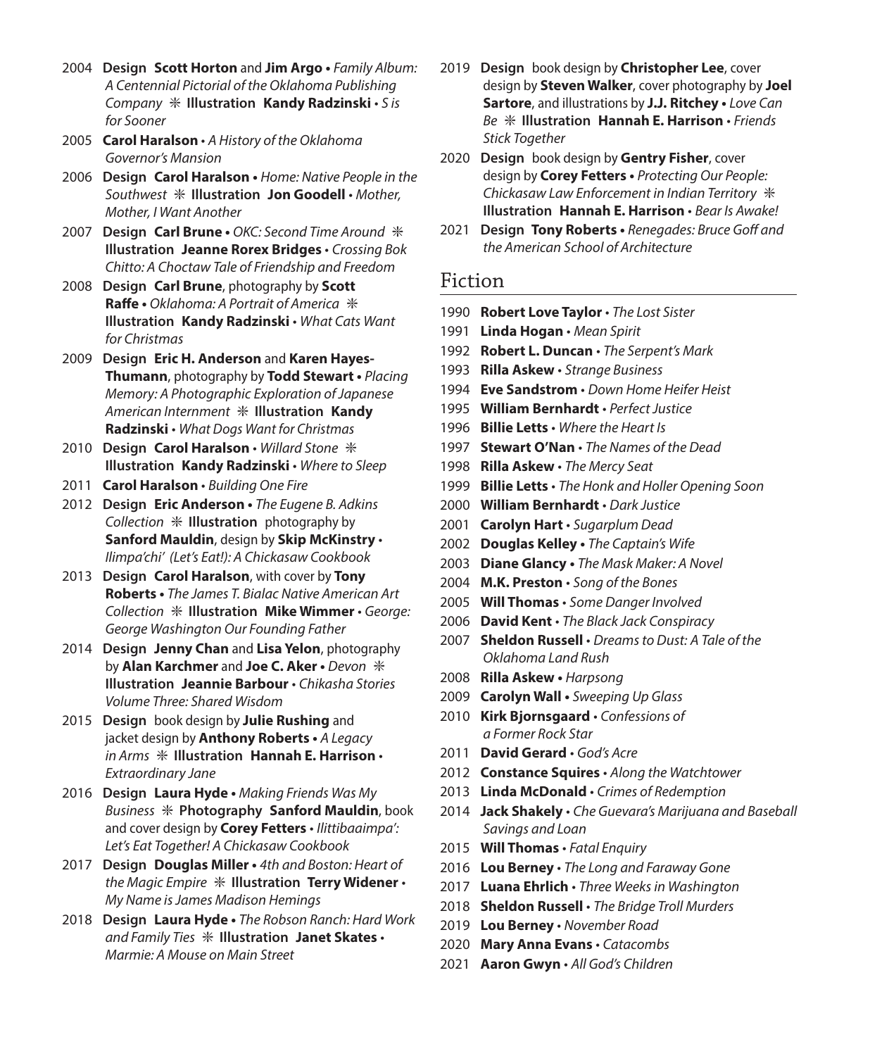2004 **Design Scott Horton** and **Jim Argo •** *Family Album: A Centennial Pictorial of the Oklahoma Publishing Company* ❋ **Illustration Kandy Radzinski •** *S is for Sooner*

2005 **Carol Haralson •** *A History of the Oklahoma Governor's Mansion*

2006 **Design Carol Haralson •** *Home: Native People in the Southwest* ❋ **Illustration Jon Goodell •** *Mother, Mother, I Want Another*

2007 **Design Carl Brune •** *OKC: Second Time Around* ❋ **Illustration Jeanne Rorex Bridges •** *Crossing Bok Chitto: A Choctaw Tale of Friendship and Freedom*

2008 **Design Carl Brune**, photography by **Scott Raffe •** *Oklahoma: A Portrait of America* ❋ **Illustration Kandy Radzinski •** *What Cats Want for Christmas*

2009 **Design Eric H. Anderson** and **Karen Hayes-Thumann**, photography by **Todd Stewart •** *Placing Memory: A Photographic Exploration of Japanese American Internment* ❋ **Illustration Kandy Radzinski •** *What Dogs Want for Christmas*

2010 **Design Carol Haralson •** *Willard Stone* ❋ **Illustration Kandy Radzinski •** *Where to Sleep*

2011 **Carol Haralson •** *Building One Fire*

2012 **Design Eric Anderson •** *The Eugene B. Adkins Collection* ❋ **Illustration** photography by **Sanford Mauldin**, design by **Skip McKinstry •** *Ilimpa'chi' (Let's Eat!): A Chickasaw Cookbook*

2013 **Design Carol Haralson**, with cover by **Tony Roberts •** *The James T. Bialac Native American Art Collection* ❋ **Illustration Mike Wimmer •** *George: George Washington Our Founding Father*

2014 **Design Jenny Chan** and **Lisa Yelon**, photography by **Alan Karchmer** and **Joe C. Aker •** *Devon* ❋ **Illustration Jeannie Barbour •** *Chikasha Stories Volume Three: Shared Wisdom*

2015 **Design** book design by **Julie Rushing** and jacket design by **Anthony Roberts •** *A Legacy in Arms* ❋ **Illustration Hannah E. Harrison •** *Extraordinary Jane*

2016 **Design Laura Hyde •** *Making Friends Was My Business* ❋ **Photography Sanford Mauldin**, book and cover design by **Corey Fetters •** *Ilittibaaimpa': Let's Eat Together! A Chickasaw Cookbook*

2017 **Design Douglas Miller •** *4th and Boston: Heart of the Magic Empire* ❋ **Illustration Terry Widener •** *My Name is James Madison Hemings*

2018 **Design Laura Hyde •** *The Robson Ranch: Hard Work and Family Ties* ❋ **Illustration Janet Skates •** *Marmie: A Mouse on Main Street*

2019 **Design** book design by **Christopher Lee**, cover design by **Steven Walker**, cover photography by **Joel Sartore**, and illustrations by **J.J. Ritchey •** *Love Can Be* ❋ **Illustration Hannah E. Harrison •** *Friends Stick Together*

2020 **Design** book design by **Gentry Fisher**, cover design by **Corey Fetters •** *Protecting Our People: Chickasaw Law Enforcement in Indian Territory* ❋ **Illustration Hannah E. Harrison •** *Bear Is Awake!*

2021 **Design Tony Roberts •** *Renegades: Bruce Goff and the American School of Architecture*

## Fiction

1990 **Robert Love Taylor •** *The Lost Sister*

1991 **Linda Hogan •** *Mean Spirit*

1992 **Robert L. Duncan •** *The Serpent's Mark*

1993 **Rilla Askew •** *Strange Business*

1994 **Eve Sandstrom •** *Down Home Heifer Heist*

1995 **William Bernhardt •** *Perfect Justice*

1996 **Billie Letts •** *Where the Heart Is*

1997 **Stewart O'Nan •** *The Names of the Dead*

1998 **Rilla Askew •** *The Mercy Seat*

1999 **Billie Letts •** *The Honk and Holler Opening Soon*

2000 **William Bernhardt •** *Dark Justice*

2001 **Carolyn Hart •** *Sugarplum Dead*

2002 **Douglas Kelley •** *The Captain's Wife*

2003 **Diane Glancy •** *The Mask Maker: A Novel*

2004 **M.K. Preston •** *Song of the Bones*

2005 **Will Thomas •** *Some Danger Involved*

2006 **David Kent •** *The Black Jack Conspiracy*

2007 **Sheldon Russell •** *Dreams to Dust: A Tale of the Oklahoma Land Rush*

2008 **Rilla Askew •** *Harpsong*

2009 **Carolyn Wall •** *Sweeping Up Glass*

2010 **Kirk Bjornsgaard •** *Confessions of a Former Rock Star*

2011 **David Gerard •** *God's Acre*

2012 **Constance Squires •** *Along the Watchtower*

2013 **Linda McDonald •** *Crimes of Redemption*

2014 **Jack Shakely •** *Che Guevara's Marijuana and Baseball Savings and Loan*

2015 **Will Thomas •** *Fatal Enquiry*

2016 **Lou Berney •** *The Long and Faraway Gone*

2017 **Luana Ehrlich •** *Three Weeks in Washington*

2018 **Sheldon Russell •** *The Bridge Troll Murders*

2019 **Lou Berney •** *November Road*

2020 **Mary Anna Evans •** *Catacombs*

2021 **Aaron Gwyn •** *All God's Children*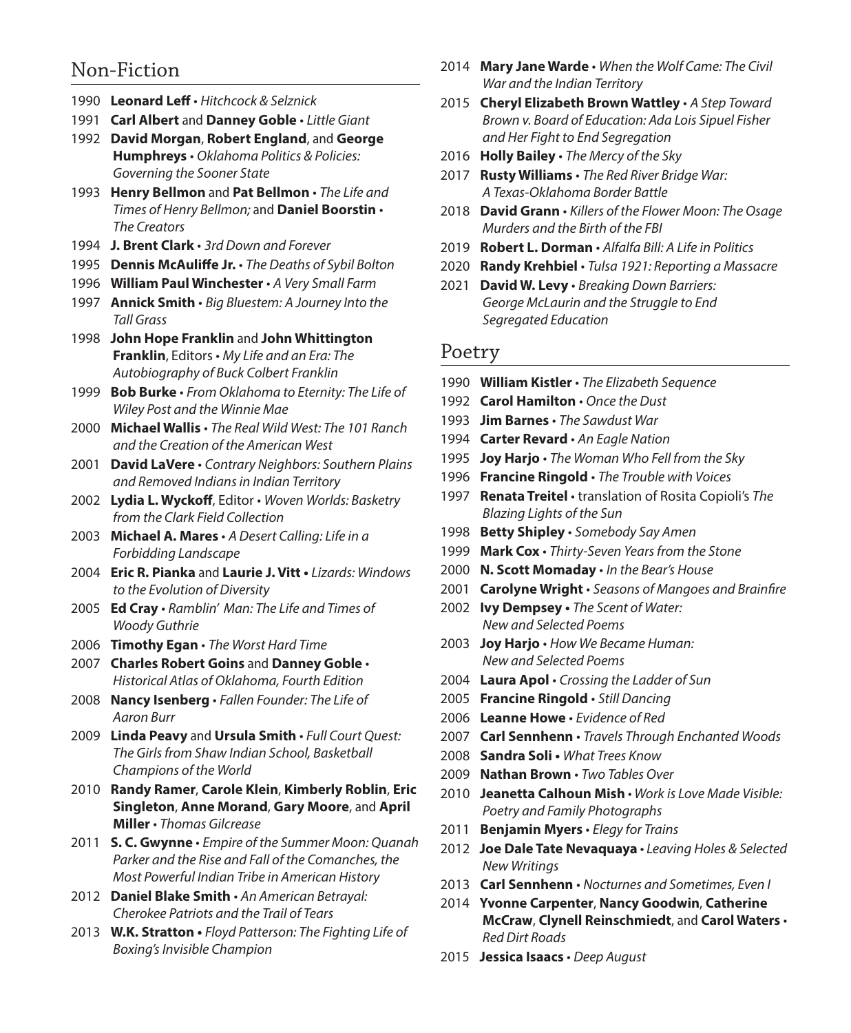## Non-Fiction

- 1990 **Leonard Leff** • *Hitchcock & Selznick*
- 1991 **Carl Albert** and **Danney Goble** • *Little Giant*
- 1992 **David Morgan**, **Robert England**, and **George Humphreys** • *Oklahoma Politics & Policies: Governing the Sooner State*
- 1993 **Henry Bellmon** and **Pat Bellmon** • *The Life and Times of Henry Bellmon;* and **Daniel Boorstin** • *The Creators*
- 1994 **J. Brent Clark** • *3rd Down and Forever*
- 1995 **Dennis McAuliffe Jr.** • *The Deaths of Sybil Bolton*
- 1996 **William Paul Winchester** • *A Very Small Farm*
- 1997 **Annick Smith** • *Big Bluestem: A Journey Into the Tall Grass*
- 1998 **John Hope Franklin** and **John Whittington Franklin**, Editors • *My Life and an Era: The Autobiography of Buck Colbert Franklin*
- 1999 **Bob Burke** • *From Oklahoma to Eternity: The Life of Wiley Post and the Winnie Mae*
- 2000 **Michael Wallis** • *The Real Wild West: The 101 Ranch and the Creation of the American West*
- 2001 **David LaVere** • *Contrary Neighbors: Southern Plains and Removed Indians in Indian Territory*
- 2002 **Lydia L. Wyckoff**, Editor • *Woven Worlds: Basketry from the Clark Field Collection*
- 2003 **Michael A. Mares** • *A Desert Calling: Life in a Forbidding Landscape*
- 2004 **Eric R. Pianka** and **Laurie J. Vitt** • *Lizards: Windows to the Evolution of Diversity*
- 2005 **Ed Cray** • *Ramblin' Man: The Life and Times of Woody Guthrie*
- 2006 **Timothy Egan** • *The Worst Hard Time*
- 2007 **Charles Robert Goins** and **Danney Goble** • *Historical Atlas of Oklahoma, Fourth Edition*
- 2008 **Nancy Isenberg** • *Fallen Founder: The Life of Aaron Burr*
- 2009 **Linda Peavy** and **Ursula Smith** • *Full Court Quest: The Girls from Shaw Indian School, Basketball Champions of the World*
- 2010 **Randy Ramer**, **Carole Klein**, **Kimberly Roblin**, **Eric Singleton**, **Anne Morand**, **Gary Moore**, and **April Miller** • *Thomas Gilcrease*
- 2011 **S. C. Gwynne** • *Empire of the Summer Moon: Quanah Parker and the Rise and Fall of the Comanches, the Most Powerful Indian Tribe in American History*
- 2012 **Daniel Blake Smith** • *An American Betrayal: Cherokee Patriots and the Trail of Tears*
- 2013 **W.K. Stratton** • *Floyd Patterson: The Fighting Life of Boxing's Invisible Champion*
- 2014 **Mary Jane Warde** • *When the Wolf Came: The Civil War and the Indian Territory*
- 2015 **Cheryl Elizabeth Brown Wattley** • *A Step Toward Brown v. Board of Education: Ada Lois Sipuel Fisher and Her Fight to End Segregation*
- 2016 **Holly Bailey** • *The Mercy of the Sky*
- 2017 **Rusty Williams** • *The Red River Bridge War: A Texas-Oklahoma Border Battle*
- 2018 **David Grann** • *Killers of the Flower Moon: The Osage Murders and the Birth of the FBI*
- 2019 **Robert L. Dorman** • *Alfalfa Bill: A Life in Politics*
- 2020 **Randy Krehbiel** • *Tulsa 1921: Reporting a Massacre*
- 2021 **David W. Levy** • *Breaking Down Barriers: George McLaurin and the Struggle to End Segregated Education*

## Poetry

- 1990 **William Kistler** • *The Elizabeth Sequence*
- 1992 **Carol Hamilton** • *Once the Dust*
- 1993 **Jim Barnes** • *The Sawdust War*
- 1994 **Carter Revard** • *An Eagle Nation*
- 1995 **Joy Harjo** • *The Woman Who Fell from the Sky*
- 1996 **Francine Ringold** • *The Trouble with Voices*
- 1997 **Renata Treitel** • translation of Rosita Copioli's *The Blazing Lights of the Sun*
- 1998 **Betty Shipley** • *Somebody Say Amen*
- 1999 **Mark Cox** • *Thirty-Seven Years from the Stone*
- 2000 **N. Scott Momaday** • *In the Bear's House*
- 2001 **Carolyne Wright** • *Seasons of Mangoes and Brainfire*
- 2002 **Ivy Dempsey** • *The Scent of Water: New and Selected Poems*
- 2003 **Joy Harjo** • *How We Became Human: New and Selected Poems*
- 2004 **Laura Apol** • *Crossing the Ladder of Sun*
- 2005 **Francine Ringold** • *Still Dancing*
- 2006 **Leanne Howe** • *Evidence of Red*
- 2007 **Carl Sennhenn** • *Travels Through Enchanted Woods*
- 2008 **Sandra Soli** • *What Trees Know*
- 2009 **Nathan Brown** • *Two Tables Over*
- 2010 **Jeanetta Calhoun Mish** • *Work is Love Made Visible: Poetry and Family Photographs*
- 2011 **Benjamin Myers** • *Elegy for Trains*
- 2012 **Joe Dale Tate Nevaquaya** • *Leaving Holes & Selected New Writings*
- 2013 **Carl Sennhenn** • *Nocturnes and Sometimes, Even I*
- 2014 **Yvonne Carpenter**, **Nancy Goodwin**, **Catherine McCraw**, **Clynell Reinschmiedt**, and **Carol Waters** • *Red Dirt Roads*
- 2015 **Jessica Isaacs** • *Deep August*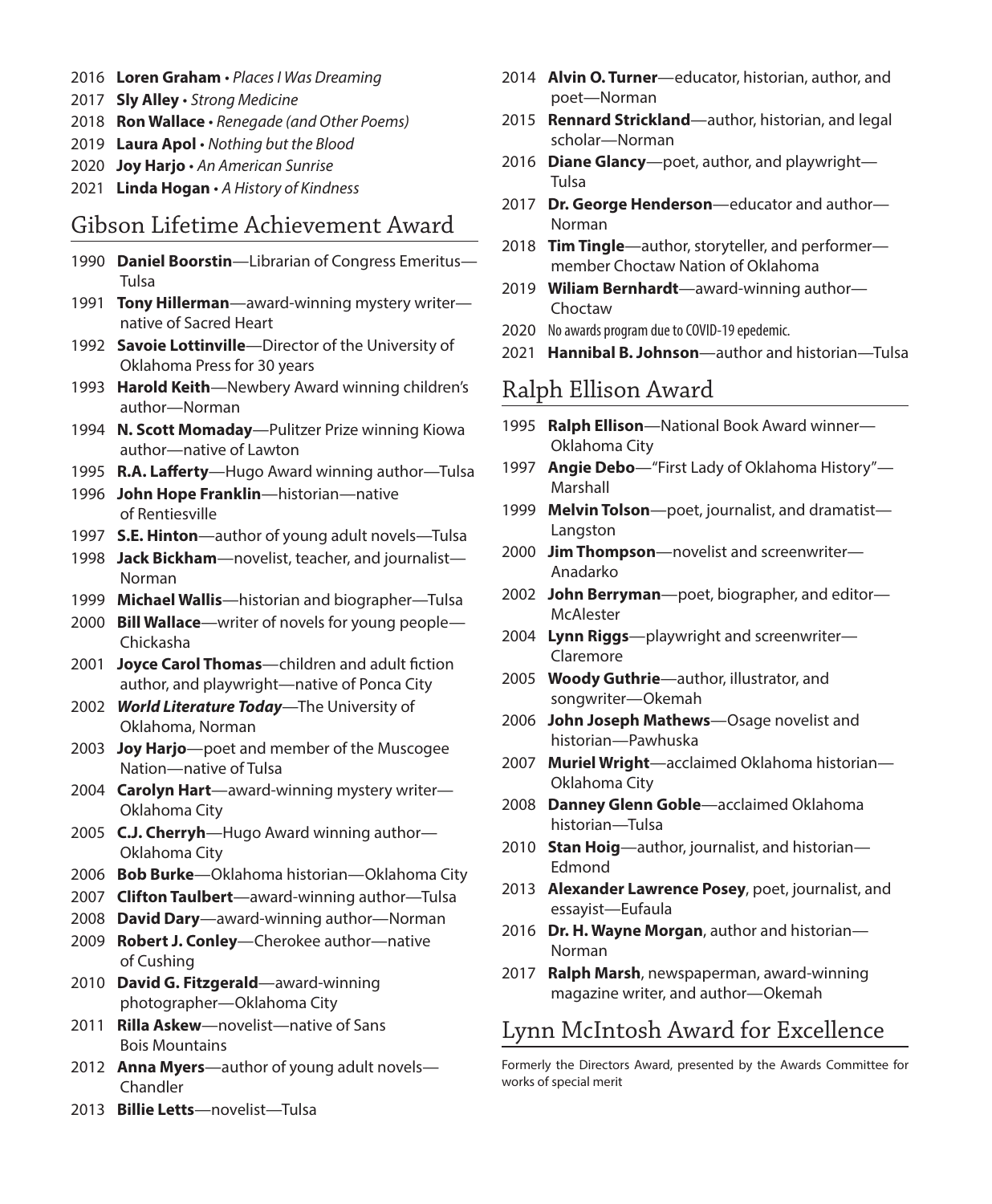2016 **Loren Graham** • *Places I Was Dreaming*
2017 **Sly Alley** • *Strong Medicine*
2018 **Ron Wallace** • *Renegade (and Other Poems)*
2019 **Laura Apol** • *Nothing but the Blood*
2020 **Joy Harjo** • *An American Sunrise*
2021 **Linda Hogan** • *A History of Kindness*

## Gibson Lifetime Achievement Award

1990 **Daniel Boorstin**—Librarian of Congress Emeritus—Tulsa
1991 **Tony Hillerman**—award-winning mystery writer—native of Sacred Heart
1992 **Savoie Lottinville**—Director of the University of Oklahoma Press for 30 years
1993 **Harold Keith**—Newbery Award winning children's author—Norman
1994 **N. Scott Momaday**—Pulitzer Prize winning Kiowa author—native of Lawton
1995 **R.A. Lafferty**—Hugo Award winning author—Tulsa
1996 **John Hope Franklin**—historian—native of Rentiesville
1997 **S.E. Hinton**—author of young adult novels—Tulsa
1998 **Jack Bickham**—novelist, teacher, and journalist—Norman
1999 **Michael Wallis**—historian and biographer—Tulsa
2000 **Bill Wallace**—writer of novels for young people—Chickasha
2001 **Joyce Carol Thomas**—children and adult fiction author, and playwright—native of Ponca City
2002 ***World Literature Today***—The University of Oklahoma, Norman
2003 **Joy Harjo**—poet and member of the Muscogee Nation—native of Tulsa
2004 **Carolyn Hart**—award-winning mystery writer—Oklahoma City
2005 **C.J. Cherryh**—Hugo Award winning author—Oklahoma City
2006 **Bob Burke**—Oklahoma historian—Oklahoma City
2007 **Clifton Taulbert**—award-winning author—Tulsa
2008 **David Dary**—award-winning author—Norman
2009 **Robert J. Conley**—Cherokee author—native of Cushing
2010 **David G. Fitzgerald**—award-winning photographer—Oklahoma City
2011 **Rilla Askew**—novelist—native of Sans Bois Mountains
2012 **Anna Myers**—author of young adult novels—Chandler
2013 **Billie Letts**—novelist—Tulsa
2014 **Alvin O. Turner**—educator, historian, author, and poet—Norman
2015 **Rennard Strickland**—author, historian, and legal scholar—Norman
2016 **Diane Glancy**—poet, author, and playwright—Tulsa
2017 **Dr. George Henderson**—educator and author—Norman
2018 **Tim Tingle**—author, storyteller, and performer—member Choctaw Nation of Oklahoma
2019 **Wiliam Bernhardt**—award-winning author—Choctaw
2020 No awards program due to COVID-19 epedemic.
2021 **Hannibal B. Johnson**—author and historian—Tulsa

## Ralph Ellison Award

1995 **Ralph Ellison**—National Book Award winner—Oklahoma City
1997 **Angie Debo**—"First Lady of Oklahoma History"—Marshall
1999 **Melvin Tolson**—poet, journalist, and dramatist—Langston
2000 **Jim Thompson**—novelist and screenwriter—Anadarko
2002 **John Berryman**—poet, biographer, and editor—McAlester
2004 **Lynn Riggs**—playwright and screenwriter—Claremore
2005 **Woody Guthrie**—author, illustrator, and songwriter—Okemah
2006 **John Joseph Mathews**—Osage novelist and historian—Pawhuska
2007 **Muriel Wright**—acclaimed Oklahoma historian—Oklahoma City
2008 **Danney Glenn Goble**—acclaimed Oklahoma historian—Tulsa
2010 **Stan Hoig**—author, journalist, and historian—Edmond
2013 **Alexander Lawrence Posey**, poet, journalist, and essayist—Eufaula
2016 **Dr. H. Wayne Morgan**, author and historian—Norman
2017 **Ralph Marsh**, newspaperman, award-winning magazine writer, and author—Okemah

## Lynn McIntosh Award for Excellence

Formerly the Directors Award, presented by the Awards Committee for works of special merit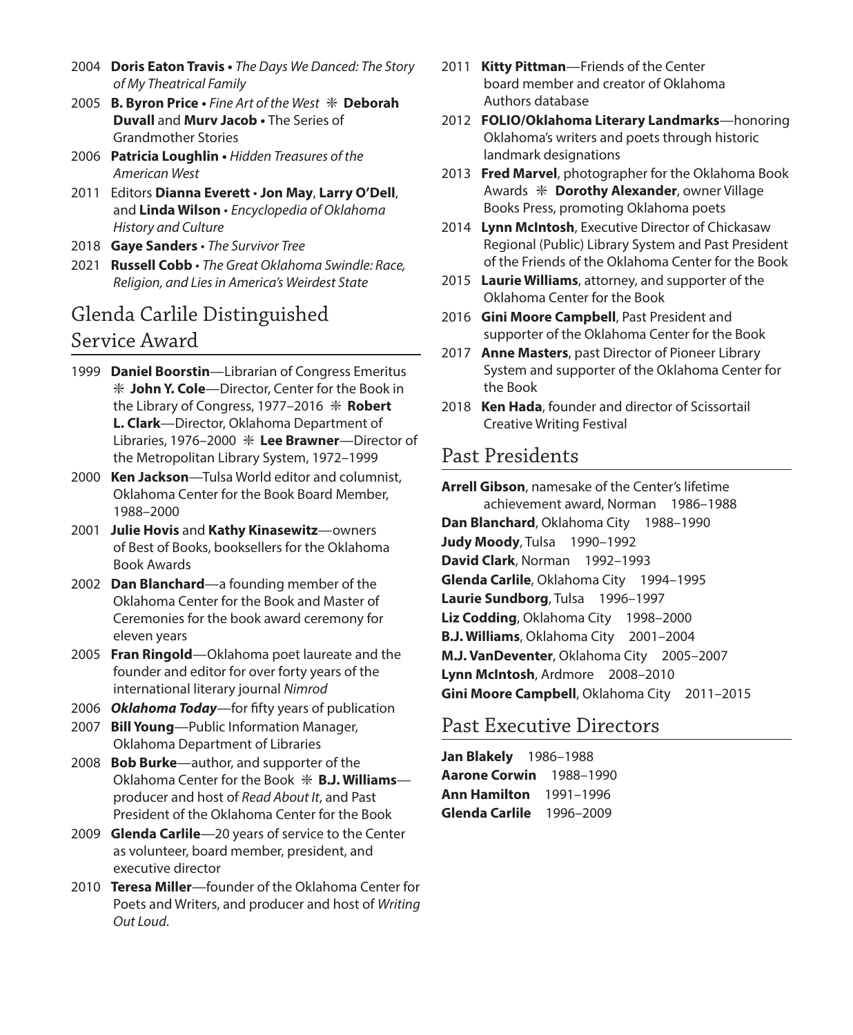2004 **Doris Eaton Travis** • *The Days We Danced: The Story of My Theatrical Family*

2005 **B. Byron Price** • *Fine Art of the West* ❋ **Deborah Duvall** and **Murv Jacob** • The Series of Grandmother Stories

2006 **Patricia Loughlin** • *Hidden Treasures of the American West*

2011 Editors **Dianna Everett** • **Jon May**, **Larry O'Dell**, and **Linda Wilson** • *Encyclopedia of Oklahoma History and Culture*

2018 **Gaye Sanders** • *The Survivor Tree*

2021 **Russell Cobb** • *The Great Oklahoma Swindle: Race, Religion, and Lies in America's Weirdest State*

## Glenda Carlile Distinguished Service Award

1999 **Daniel Boorstin**—Librarian of Congress Emeritus ❋ **John Y. Cole**—Director, Center for the Book in the Library of Congress, 1977–2016 ❋ **Robert L. Clark**—Director, Oklahoma Department of Libraries, 1976–2000 ❋ **Lee Brawner**—Director of the Metropolitan Library System, 1972–1999

2000 **Ken Jackson**—Tulsa World editor and columnist, Oklahoma Center for the Book Board Member, 1988–2000

2001 **Julie Hovis** and **Kathy Kinasewitz**—owners of Best of Books, booksellers for the Oklahoma Book Awards

2002 **Dan Blanchard**—a founding member of the Oklahoma Center for the Book and Master of Ceremonies for the book award ceremony for eleven years

2005 **Fran Ringold**—Oklahoma poet laureate and the founder and editor for over forty years of the international literary journal *Nimrod*

2006 ***Oklahoma Today***—for fifty years of publication

2007 **Bill Young**—Public Information Manager, Oklahoma Department of Libraries

2008 **Bob Burke**—author, and supporter of the Oklahoma Center for the Book ❋ **B.J. Williams**—producer and host of *Read About It*, and Past President of the Oklahoma Center for the Book

2009 **Glenda Carlile**—20 years of service to the Center as volunteer, board member, president, and executive director

2010 **Teresa Miller**—founder of the Oklahoma Center for Poets and Writers, and producer and host of *Writing Out Loud*.

2011 **Kitty Pittman**—Friends of the Center board member and creator of Oklahoma Authors database

2012 **FOLIO/Oklahoma Literary Landmarks**—honoring Oklahoma's writers and poets through historic landmark designations

2013 **Fred Marvel**, photographer for the Oklahoma Book Awards ❋ **Dorothy Alexander**, owner Village Books Press, promoting Oklahoma poets

2014 **Lynn McIntosh**, Executive Director of Chickasaw Regional (Public) Library System and Past President of the Friends of the Oklahoma Center for the Book

2015 **Laurie Williams**, attorney, and supporter of the Oklahoma Center for the Book

2016 **Gini Moore Campbell**, Past President and supporter of the Oklahoma Center for the Book

2017 **Anne Masters**, past Director of Pioneer Library System and supporter of the Oklahoma Center for the Book

2018 **Ken Hada**, founder and director of Scissortail Creative Writing Festival

## Past Presidents

**Arrell Gibson**, namesake of the Center's lifetime achievement award, Norman 1986–1988
**Dan Blanchard**, Oklahoma City 1988–1990
**Judy Moody**, Tulsa 1990–1992
**David Clark**, Norman 1992–1993
**Glenda Carlile**, Oklahoma City 1994–1995
**Laurie Sundborg**, Tulsa 1996–1997
**Liz Codding**, Oklahoma City 1998–2000
**B.J. Williams**, Oklahoma City 2001–2004
**M.J. VanDeventer**, Oklahoma City 2005–2007
**Lynn McIntosh**, Ardmore 2008–2010
**Gini Moore Campbell**, Oklahoma City 2011–2015

## Past Executive Directors

**Jan Blakely** 1986–1988
**Aarone Corwin** 1988–1990
**Ann Hamilton** 1991–1996
**Glenda Carlile** 1996–2009